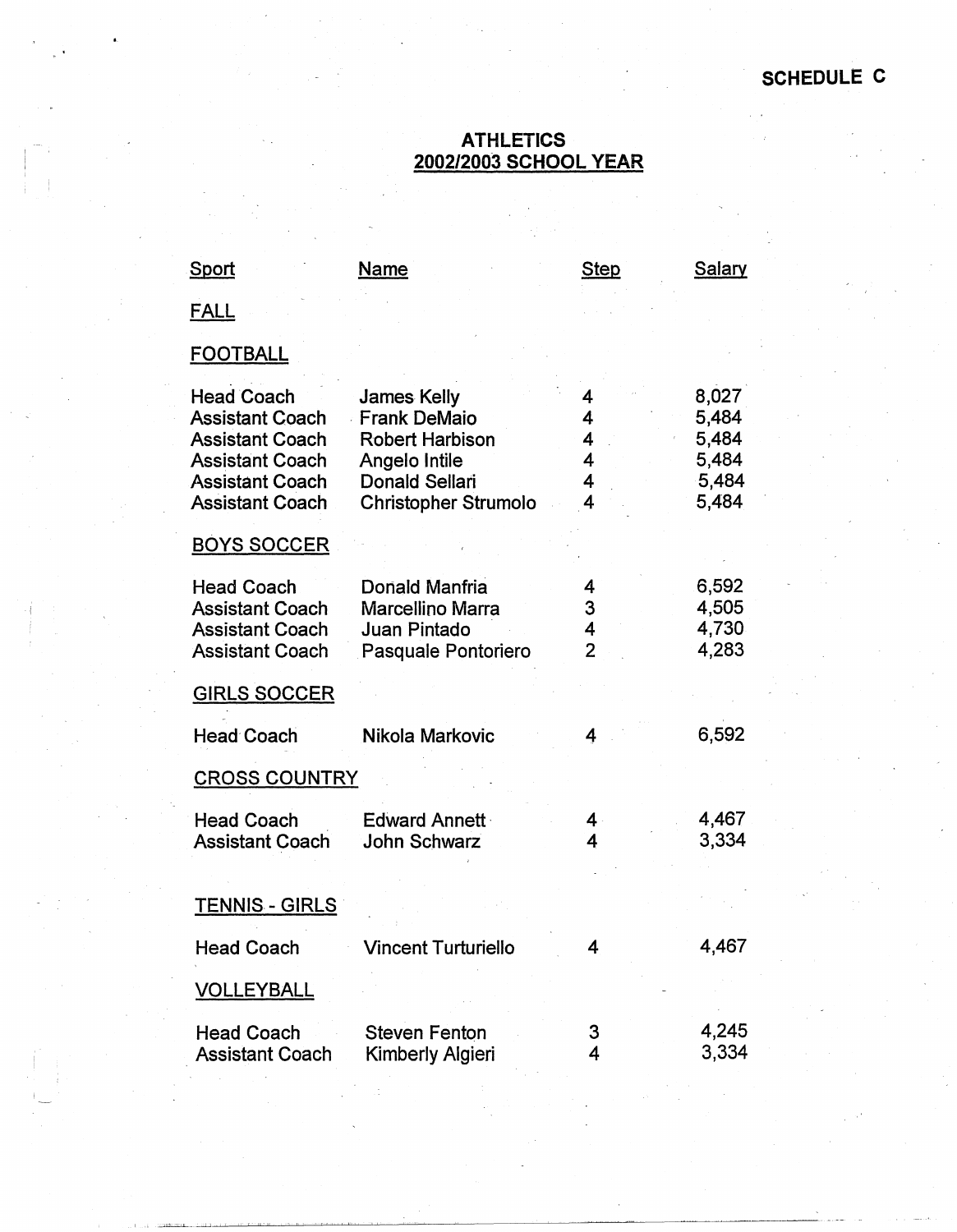**SCHEDULE C**

## ATHLETICS
## 2002/2003 SCHOOL YEAR

| Sport | Name | Step | Salary |
|---|---|---|---|
| FALL | | | |
| FOOTBALL | | | |
| Head Coach | James Kelly | 4 | 8,027 |
| Assistant Coach | Frank DeMaio | 4 | 5,484 |
| Assistant Coach | Robert Harbison | 4 | 5,484 |
| Assistant Coach | Angelo Intile | 4 | 5,484 |
| Assistant Coach | Donald Sellari | 4 | 5,484 |
| Assistant Coach | Christopher Strumolo | 4 | 5,484 |
| BOYS SOCCER | | | |
| Head Coach | Donald Manfria | 4 | 6,592 |
| Assistant Coach | Marcellino Marra | 3 | 4,505 |
| Assistant Coach | Juan Pintado | 4 | 4,730 |
| Assistant Coach | Pasquale Pontoriero | 2 | 4,283 |
| GIRLS SOCCER | | | |
| Head Coach | Nikola Markovic | 4 | 6,592 |
| CROSS COUNTRY | | | |
| Head Coach | Edward Annett | 4 | 4,467 |
| Assistant Coach | John Schwarz | 4 | 3,334 |
| TENNIS - GIRLS | | | |
| Head Coach | Vincent Turturiello | 4 | 4,467 |
| VOLLEYBALL | | | |
| Head Coach | Steven Fenton | 3 | 4,245 |
| Assistant Coach | Kimberly Algieri | 4 | 3,334 |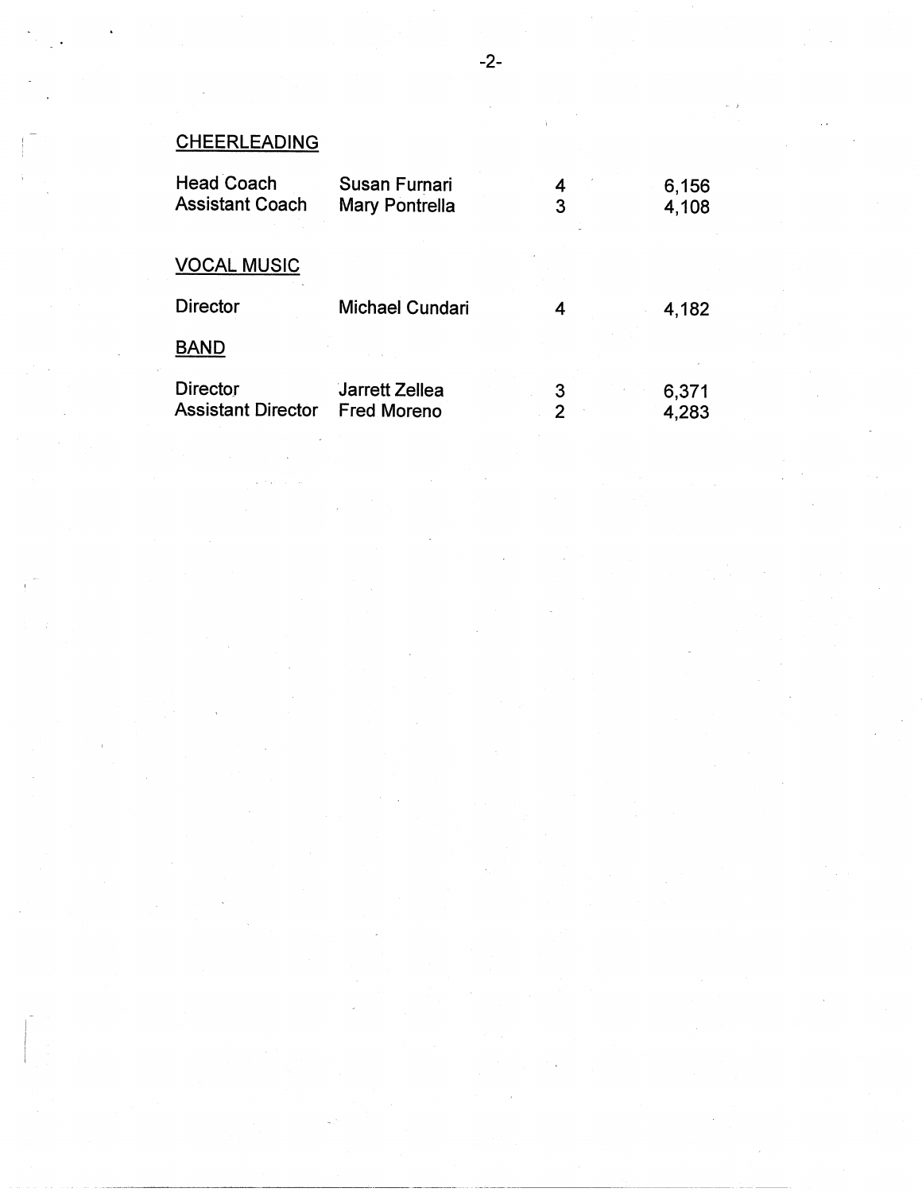CHEERLEADING

| | | | |
|---|---|---|---|
| Head Coach | Susan Furnari | 4 | 6,156 |
| Assistant Coach | Mary Pontrella | 3 | 4,108 |

VOCAL MUSIC

| | | | |
|---|---|---|---|
| Director | Michael Cundari | 4 | 4,182 |

BAND

| | | | |
|---|---|---|---|
| Director | Jarrett Zellea | 3 | 6,371 |
| Assistant Director | Fred Moreno | 2 | 4,283 |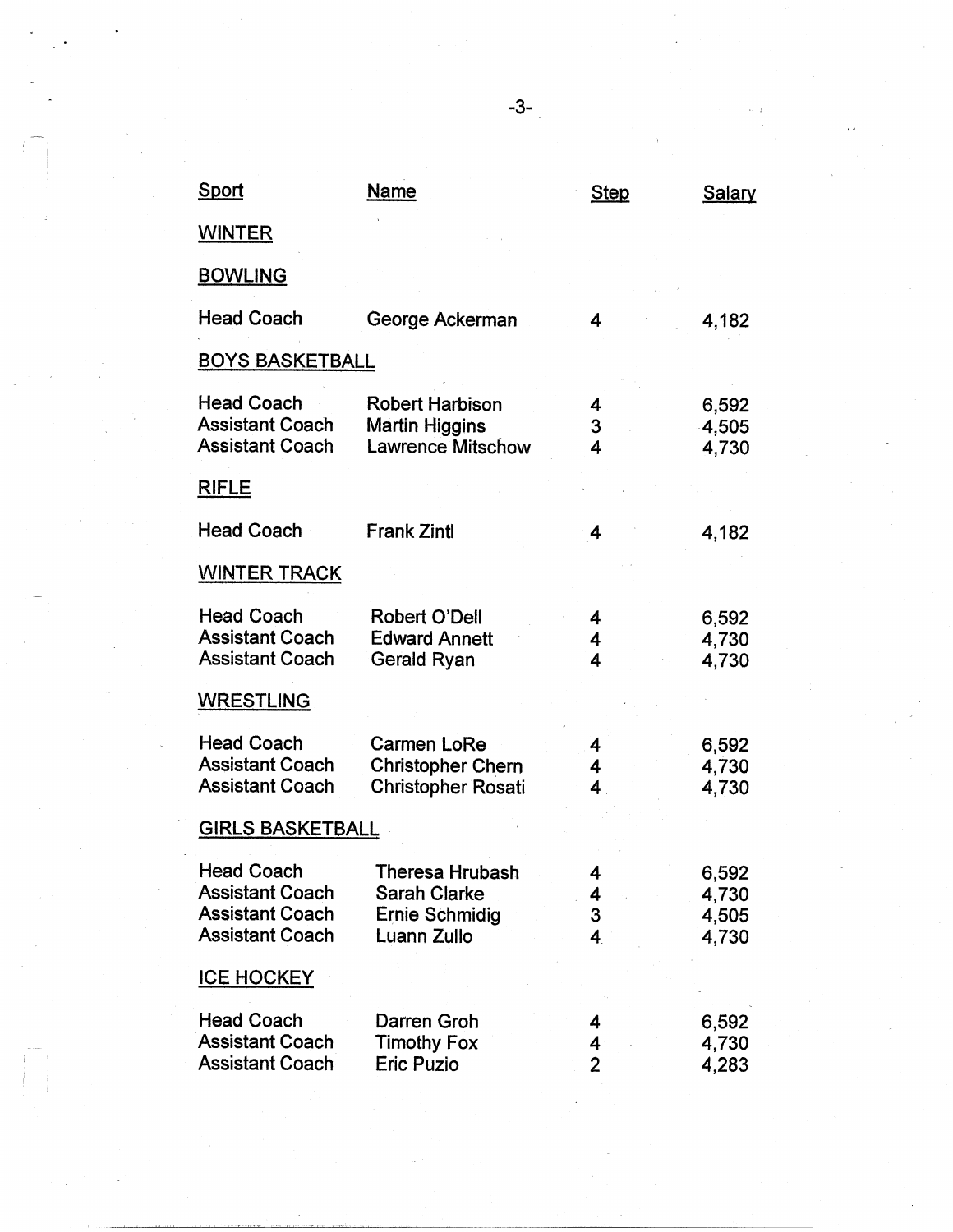| Sport | Name | Step | Salary |
|---|---|---|---|
| WINTER | | | |
| BOWLING | | | |
| Head Coach | George Ackerman | 4 | 4,182 |
| BOYS BASKETBALL | | | |
| Head Coach | Robert Harbison | 4 | 6,592 |
| Assistant Coach | Martin Higgins | 3 | 4,505 |
| Assistant Coach | Lawrence Mitschow | 4 | 4,730 |
| RIFLE | | | |
| Head Coach | Frank Zintl | 4 | 4,182 |
| WINTER TRACK | | | |
| Head Coach | Robert O'Dell | 4 | 6,592 |
| Assistant Coach | Edward Annett | 4 | 4,730 |
| Assistant Coach | Gerald Ryan | 4 | 4,730 |
| WRESTLING | | | |
| Head Coach | Carmen LoRe | 4 | 6,592 |
| Assistant Coach | Christopher Chern | 4 | 4,730 |
| Assistant Coach | Christopher Rosati | 4 | 4,730 |
| GIRLS BASKETBALL | | | |
| Head Coach | Theresa Hrubash | 4 | 6,592 |
| Assistant Coach | Sarah Clarke | 4 | 4,730 |
| Assistant Coach | Ernie Schmidig | 3 | 4,505 |
| Assistant Coach | Luann Zullo | 4 | 4,730 |
| ICE HOCKEY | | | |
| Head Coach | Darren Groh | 4 | 6,592 |
| Assistant Coach | Timothy Fox | 4 | 4,730 |
| Assistant Coach | Eric Puzio | 2 | 4,283 |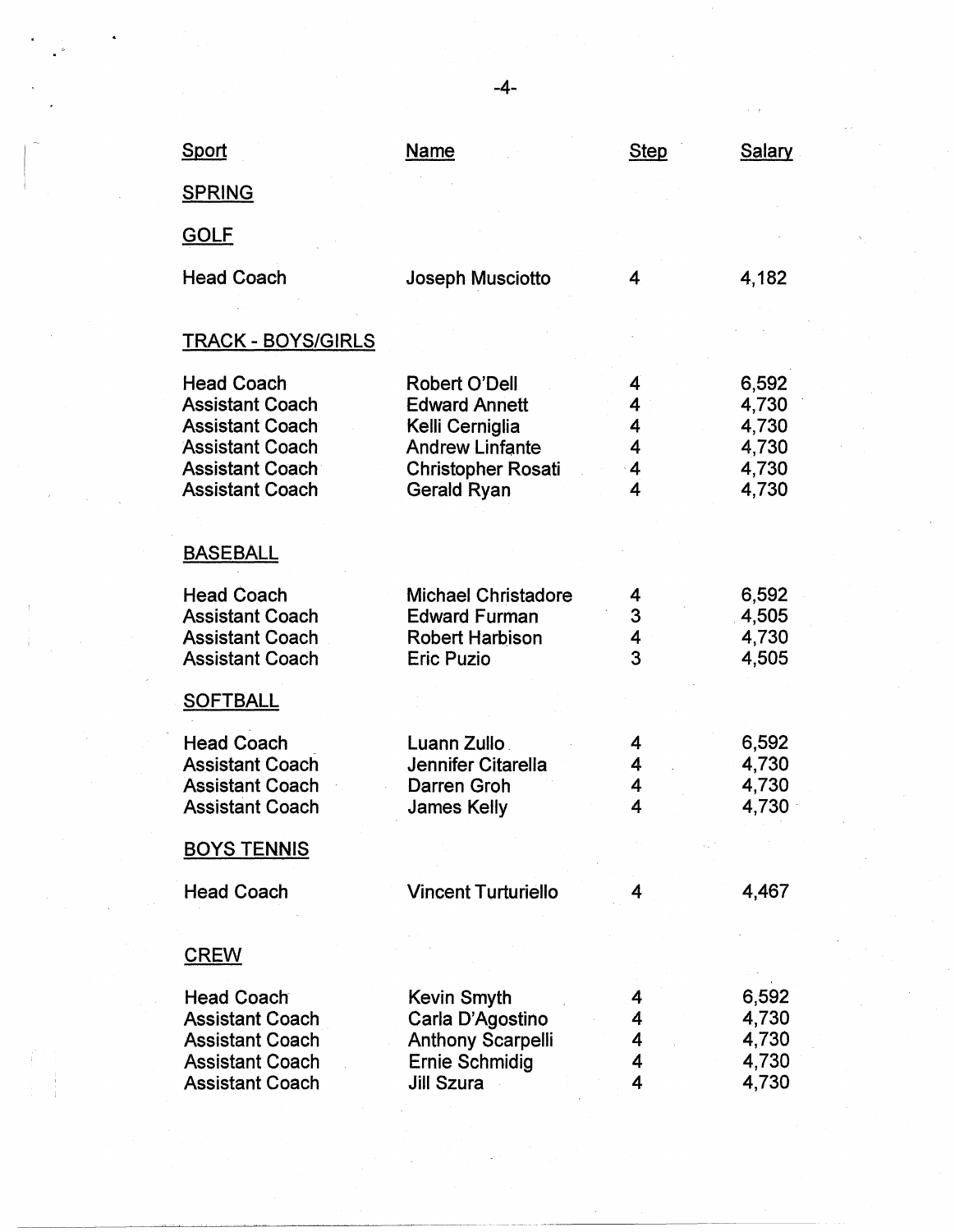| Sport | Name | Step | Salary |
|---|---|---|---|
| **SPRING** | | | |
| **GOLF** | | | |
| Head Coach | Joseph Musciotto | 4 | 4,182 |
| **TRACK - BOYS/GIRLS** | | | |
| Head Coach | Robert O'Dell | 4 | 6,592 |
| Assistant Coach | Edward Annett | 4 | 4,730 |
| Assistant Coach | Kelli Cerniglia | 4 | 4,730 |
| Assistant Coach | Andrew Linfante | 4 | 4,730 |
| Assistant Coach | Christopher Rosati | 4 | 4,730 |
| Assistant Coach | Gerald Ryan | 4 | 4,730 |
| **BASEBALL** | | | |
| Head Coach | Michael Christadore | 4 | 6,592 |
| Assistant Coach | Edward Furman | 3 | 4,505 |
| Assistant Coach | Robert Harbison | 4 | 4,730 |
| Assistant Coach | Eric Puzio | 3 | 4,505 |
| **SOFTBALL** | | | |
| Head Coach | Luann Zullo | 4 | 6,592 |
| Assistant Coach | Jennifer Citarella | 4 | 4,730 |
| Assistant Coach | Darren Groh | 4 | 4,730 |
| Assistant Coach | James Kelly | 4 | 4,730 |
| **BOYS TENNIS** | | | |
| Head Coach | Vincent Turturiello | 4 | 4,467 |
| **CREW** | | | |
| Head Coach | Kevin Smyth | 4 | 6,592 |
| Assistant Coach | Carla D'Agostino | 4 | 4,730 |
| Assistant Coach | Anthony Scarpelli | 4 | 4,730 |
| Assistant Coach | Ernie Schmidig | 4 | 4,730 |
| Assistant Coach | Jill Szura | 4 | 4,730 |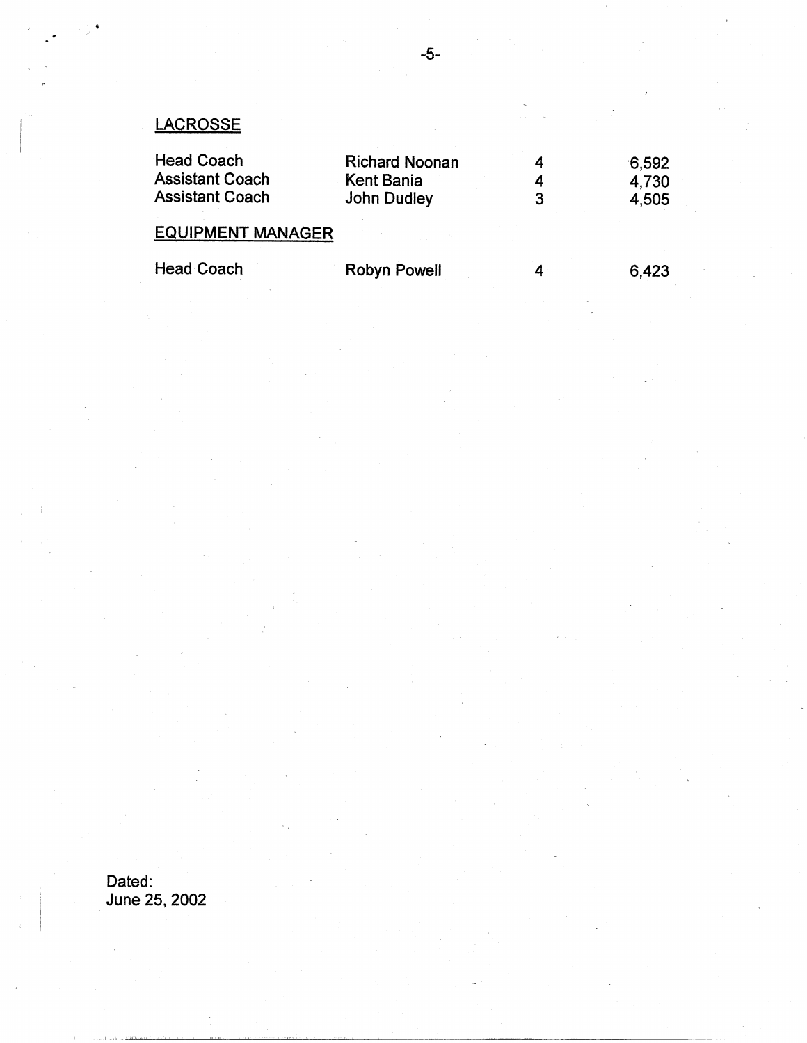LACROSSE

| | | | |
|---|---|---|---|
| Head Coach | Richard Noonan | 4 | 6,592 |
| Assistant Coach | Kent Bania | 4 | 4,730 |
| Assistant Coach | John Dudley | 3 | 4,505 |

EQUIPMENT MANAGER

| | | | |
|---|---|---|---|
| Head Coach | Robyn Powell | 4 | 6,423 |

Dated:
June 25, 2002